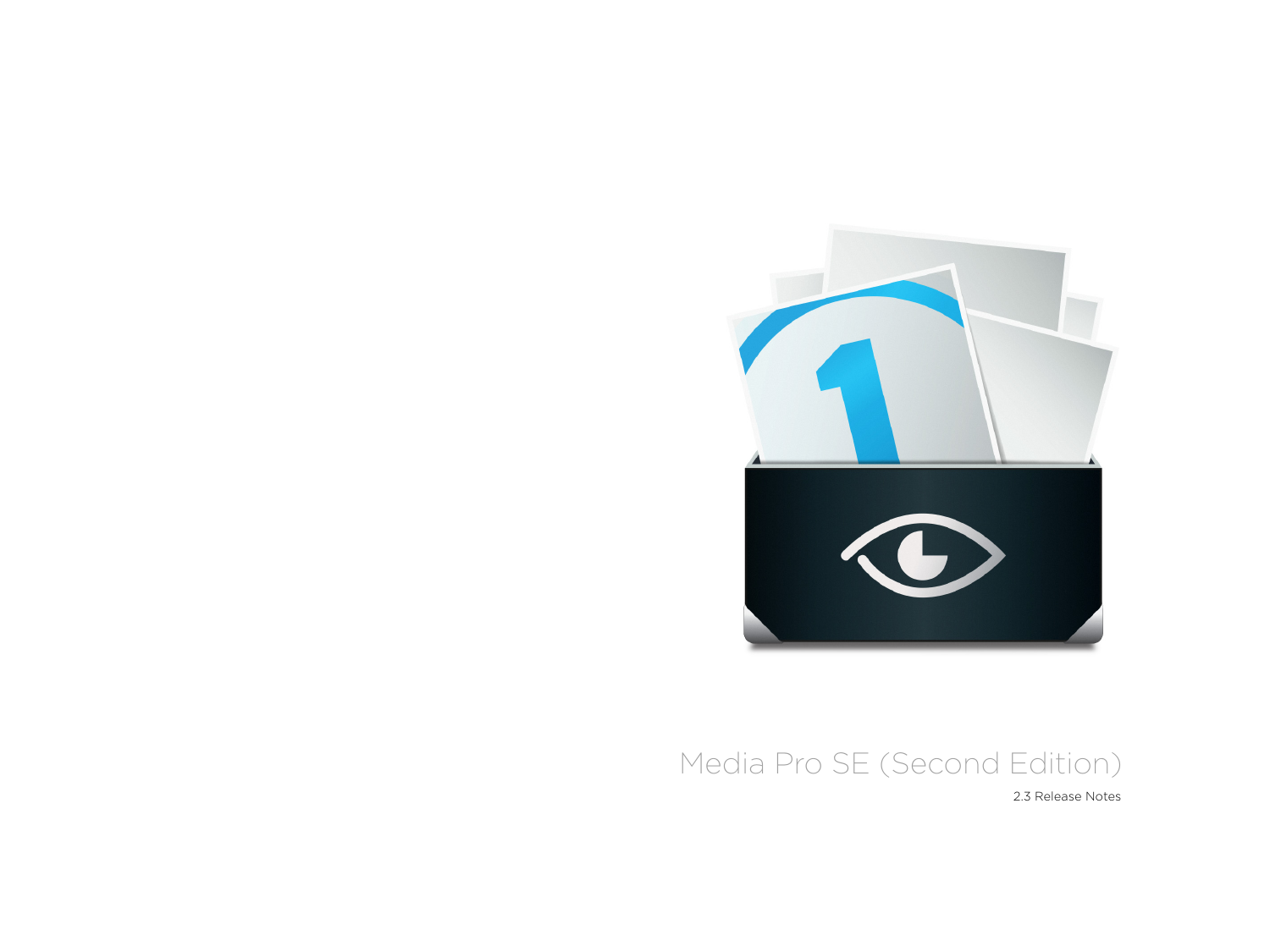# Media Pro SE (Second Edition)

2.3 Release Notes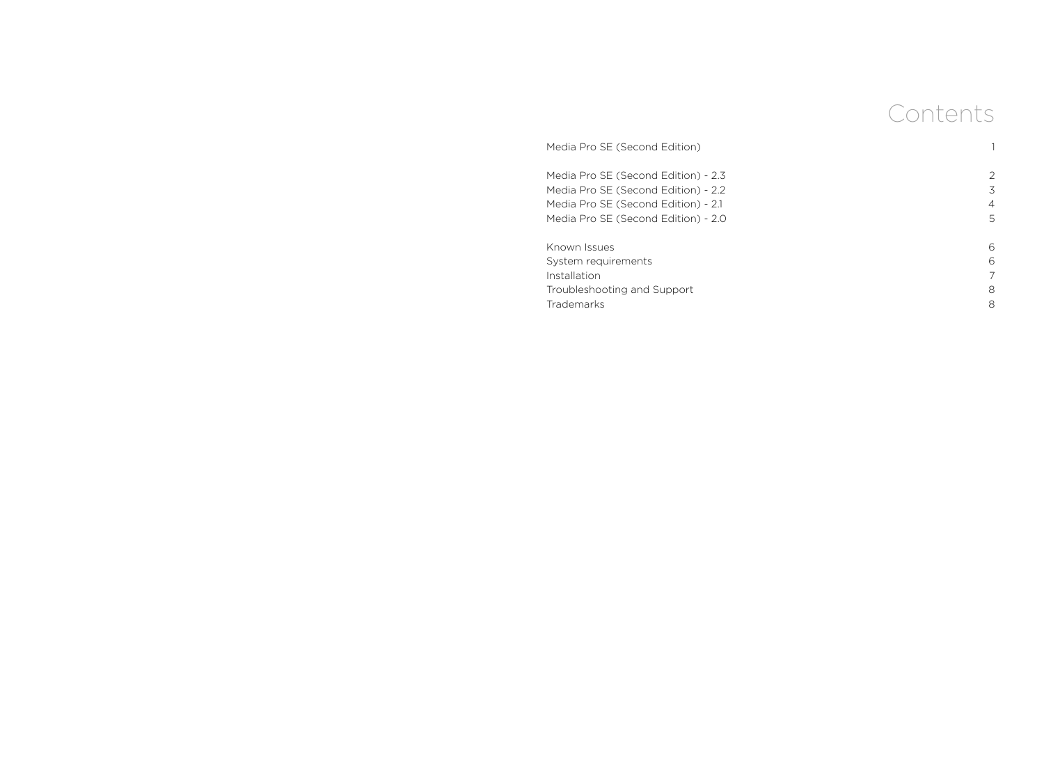# Contents

| | |
|---|---|
| Media Pro SE (Second Edition) | 1 |
| | |
| Media Pro SE (Second Edition) - 2.3 | 2 |
| Media Pro SE (Second Edition) - 2.2 | 3 |
| Media Pro SE (Second Edition) - 2.1 | 4 |
| Media Pro SE (Second Edition) - 2.0 | 5 |
| | |
| Known Issues | 6 |
| System requirements | 6 |
| Installation | 7 |
| Troubleshooting and Support | 8 |
| Trademarks | 8 |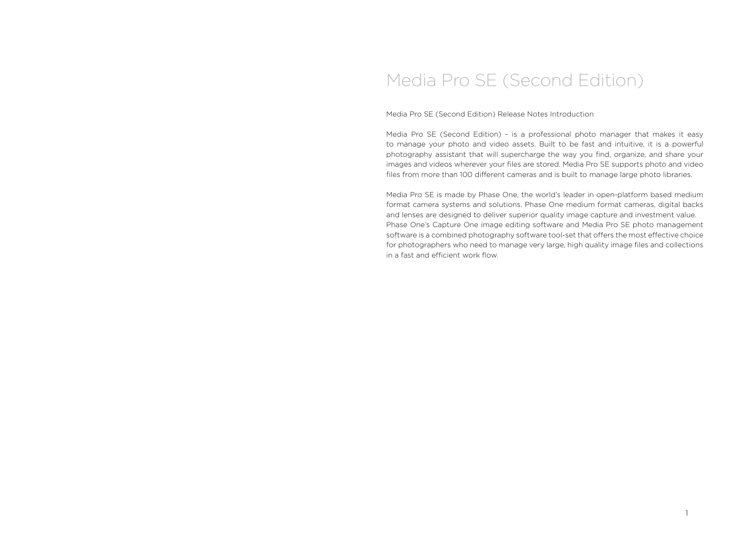# Media Pro SE (Second Edition)

Media Pro SE (Second Edition) Release Notes Introduction

Media Pro SE (Second Edition) - is a professional photo manager that makes it easy to manage your photo and video assets. Built to be fast and intuitive, it is a powerful photography assistant that will supercharge the way you find, organize, and share your images and videos wherever your files are stored. Media Pro SE supports photo and video files from more than 100 different cameras and is built to manage large photo libraries.

Media Pro SE is made by Phase One, the world's leader in open-platform based medium format camera systems and solutions. Phase One medium format cameras, digital backs and lenses are designed to deliver superior quality image capture and investment value. Phase One's Capture One image editing software and Media Pro SE photo management software is a combined photography software tool-set that offers the most effective choice for photographers who need to manage very large, high quality image files and collections in a fast and efficient work flow.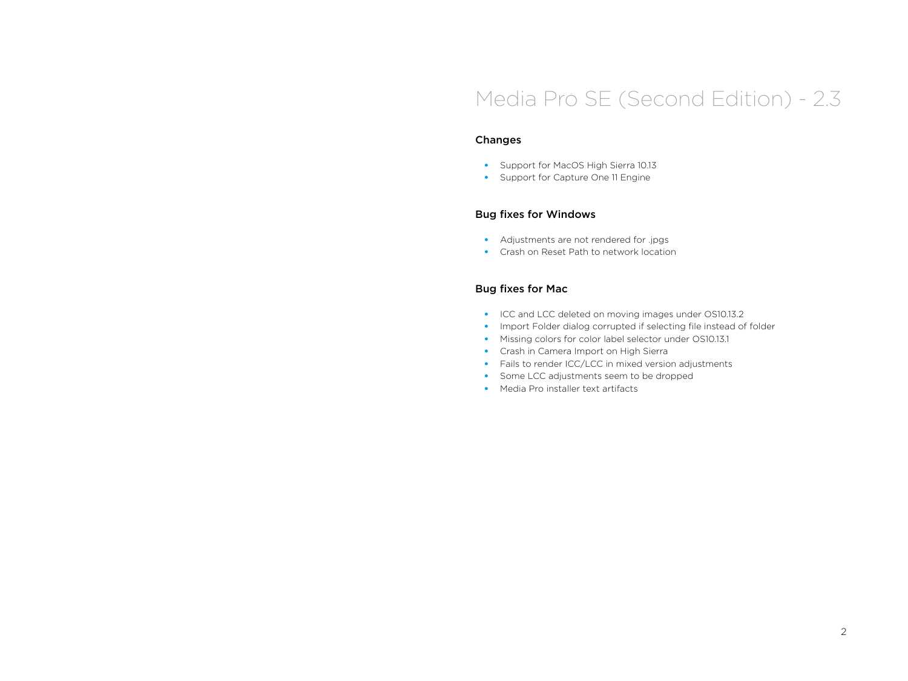# Media Pro SE (Second Edition) - 2.3

## Changes

- Support for MacOS High Sierra 10.13
- Support for Capture One 11 Engine

## Bug fixes for Windows

- Adjustments are not rendered for .jpgs
- Crash on Reset Path to network location

## Bug fixes for Mac

- ICC and LCC deleted on moving images under OS10.13.2
- Import Folder dialog corrupted if selecting file instead of folder
- Missing colors for color label selector under OS10.13.1
- Crash in Camera Import on High Sierra
- Fails to render ICC/LCC in mixed version adjustments
- Some LCC adjustments seem to be dropped
- Media Pro installer text artifacts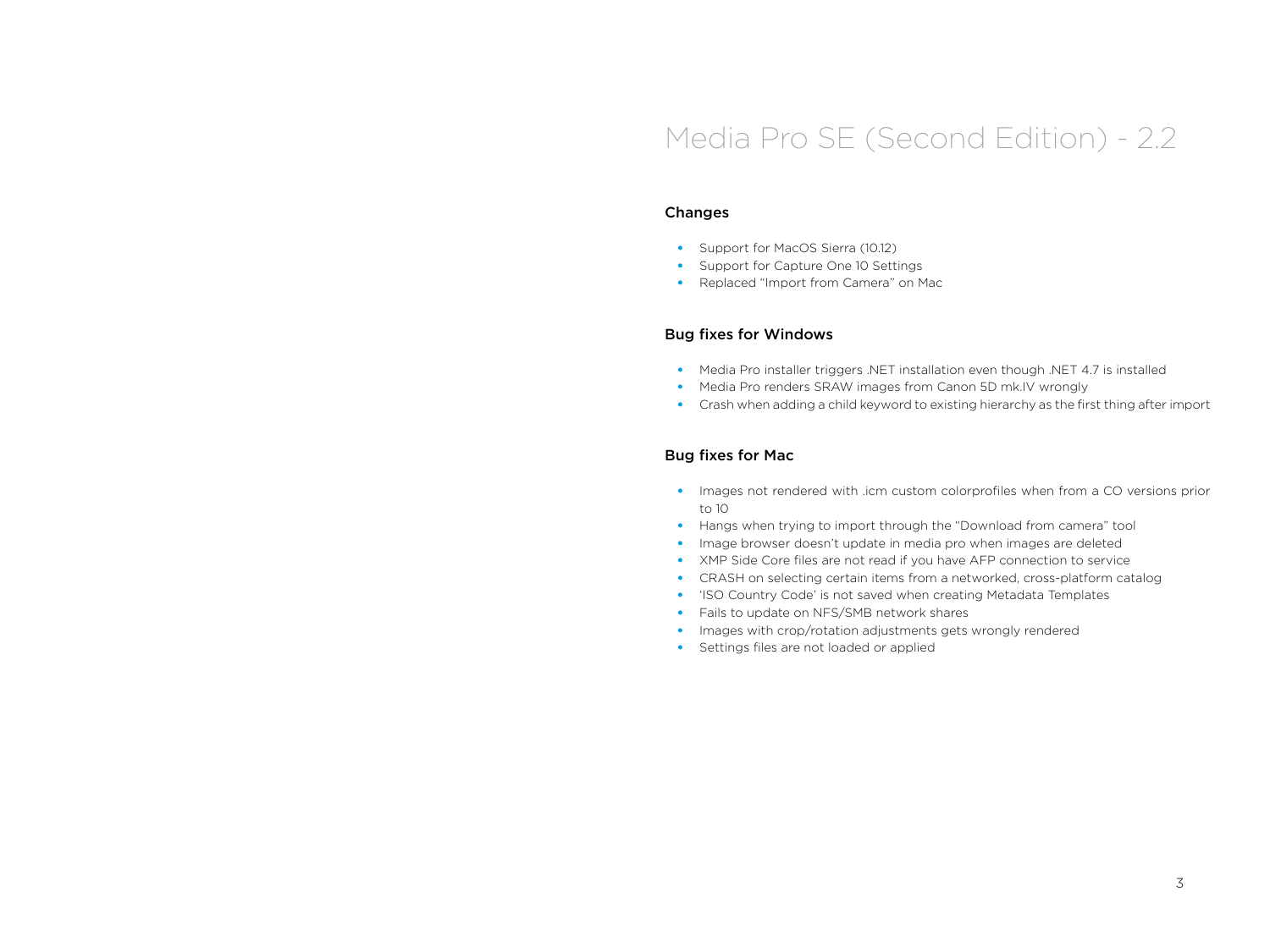# Media Pro SE (Second Edition) - 2.2

### Changes

- Support for MacOS Sierra (10.12)
- Support for Capture One 10 Settings
- Replaced “Import from Camera” on Mac

### Bug fixes for Windows

- Media Pro installer triggers .NET installation even though .NET 4.7 is installed
- Media Pro renders SRAW images from Canon 5D mk.IV wrongly
- Crash when adding a child keyword to existing hierarchy as the first thing after import

### Bug fixes for Mac

- Images not rendered with .icm custom colorprofiles when from a CO versions prior to 10
- Hangs when trying to import through the “Download from camera” tool
- Image browser doesn’t update in media pro when images are deleted
- XMP Side Core files are not read if you have AFP connection to service
- CRASH on selecting certain items from a networked, cross-platform catalog
- ‘ISO Country Code’ is not saved when creating Metadata Templates
- Fails to update on NFS/SMB network shares
- Images with crop/rotation adjustments gets wrongly rendered
- Settings files are not loaded or applied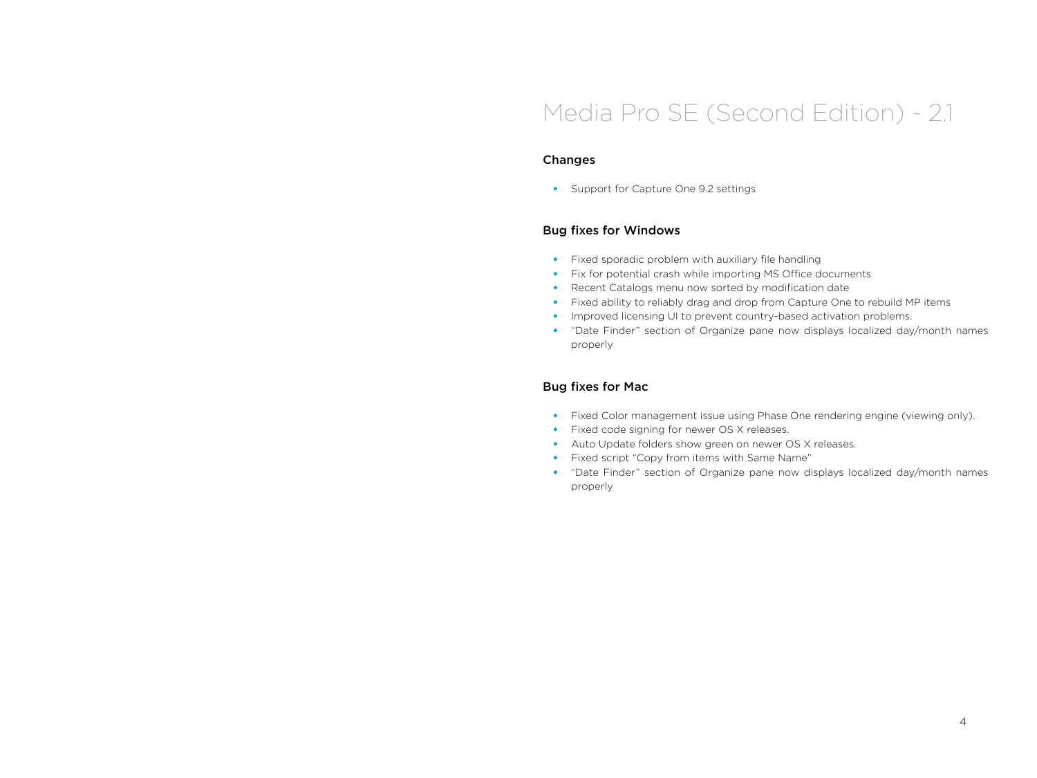# Media Pro SE (Second Edition) - 2.1

## Changes

- Support for Capture One 9.2 settings

## Bug fixes for Windows

- Fixed sporadic problem with auxiliary file handling
- Fix for potential crash while importing MS Office documents
- Recent Catalogs menu now sorted by modification date
- Fixed ability to reliably drag and drop from Capture One to rebuild MP items
- Improved licensing UI to prevent country-based activation problems.
- "Date Finder" section of Organize pane now displays localized day/month names properly

## Bug fixes for Mac

- Fixed Color management issue using Phase One rendering engine (viewing only).
- Fixed code signing for newer OS X releases.
- Auto Update folders show green on newer OS X releases.
- Fixed script "Copy from items with Same Name"
- "Date Finder" section of Organize pane now displays localized day/month names properly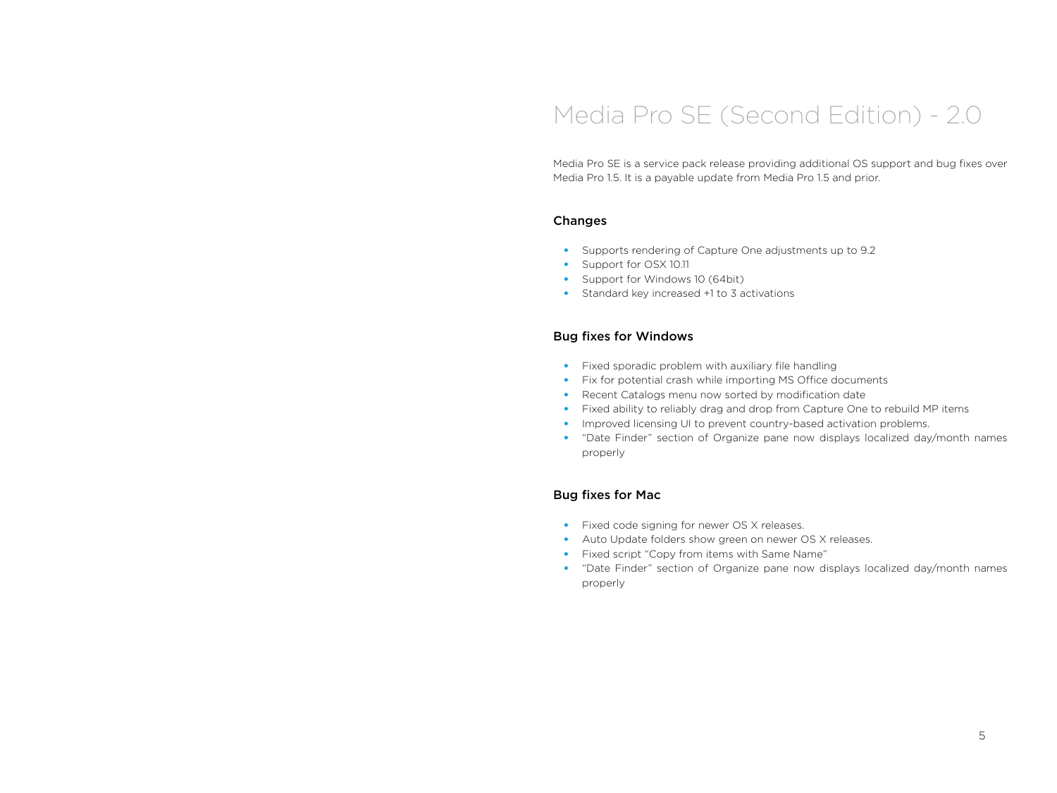# Media Pro SE (Second Edition) - 2.0

Media Pro SE is a service pack release providing additional OS support and bug fixes over Media Pro 1.5. It is a payable update from Media Pro 1.5 and prior.

## Changes

- Supports rendering of Capture One adjustments up to 9.2
- Support for OSX 10.11
- Support for Windows 10 (64bit)
- Standard key increased +1 to 3 activations

## Bug fixes for Windows

- Fixed sporadic problem with auxiliary file handling
- Fix for potential crash while importing MS Office documents
- Recent Catalogs menu now sorted by modification date
- Fixed ability to reliably drag and drop from Capture One to rebuild MP items
- Improved licensing UI to prevent country-based activation problems.
- "Date Finder" section of Organize pane now displays localized day/month names properly

## Bug fixes for Mac

- Fixed code signing for newer OS X releases.
- Auto Update folders show green on newer OS X releases.
- Fixed script "Copy from items with Same Name"
- "Date Finder" section of Organize pane now displays localized day/month names properly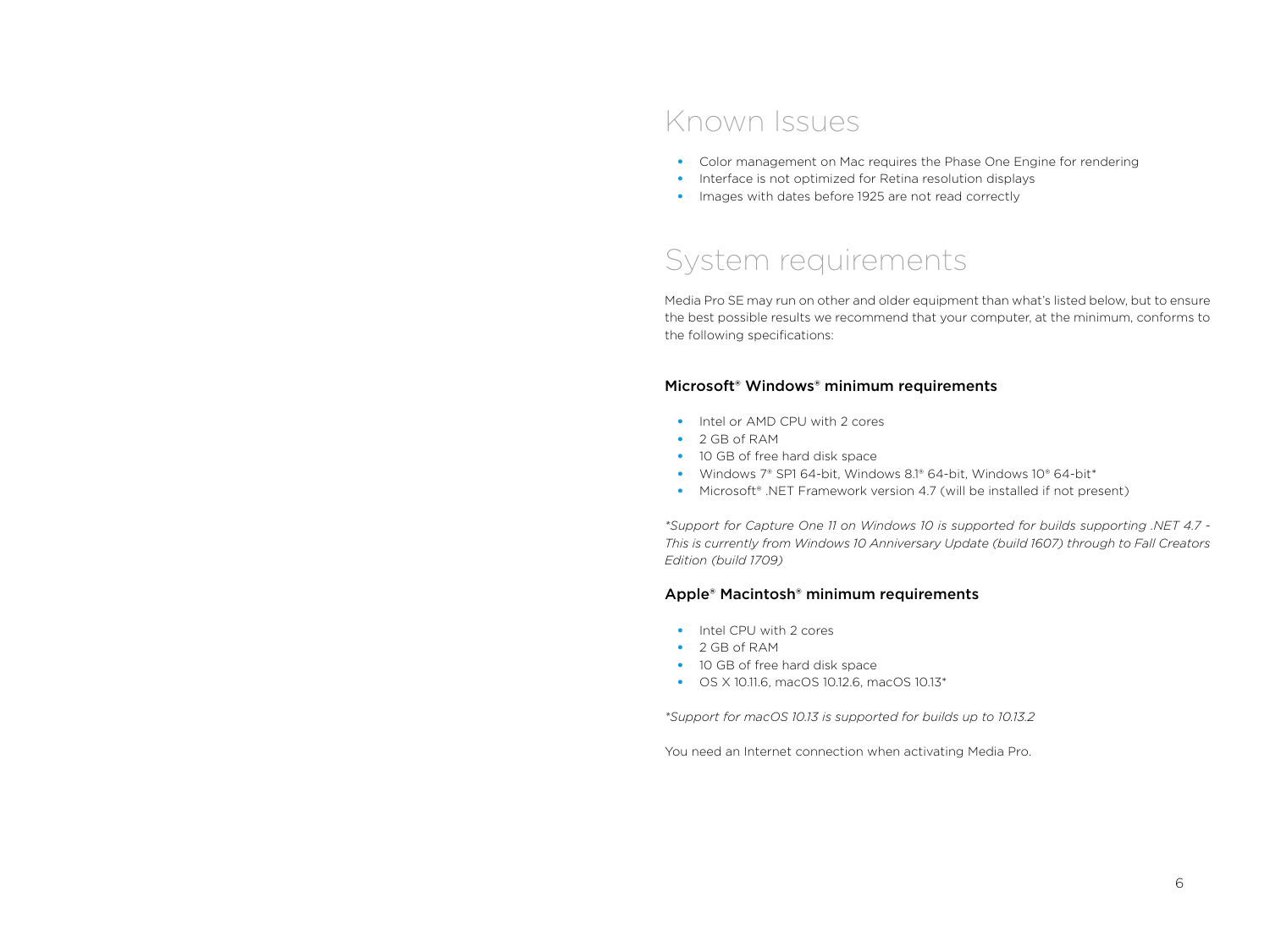# Known Issues

- Color management on Mac requires the Phase One Engine for rendering
- Interface is not optimized for Retina resolution displays
- Images with dates before 1925 are not read correctly

# System requirements

Media Pro SE may run on other and older equipment than what's listed below, but to ensure the best possible results we recommend that your computer, at the minimum, conforms to the following specifications:

### Microsoft® Windows® minimum requirements

- Intel or AMD CPU with 2 cores
- 2 GB of RAM
- 10 GB of free hard disk space
- Windows 7® SP1 64-bit, Windows 8.1® 64-bit, Windows 10® 64-bit*
- Microsoft® .NET Framework version 4.7 (will be installed if not present)

*\*Support for Capture One 11 on Windows 10 is supported for builds supporting .NET 4.7 - This is currently from Windows 10 Anniversary Update (build 1607) through to Fall Creators Edition (build 1709)*

### Apple® Macintosh® minimum requirements

- Intel CPU with 2 cores
- 2 GB of RAM
- 10 GB of free hard disk space
- OS X 10.11.6, macOS 10.12.6, macOS 10.13*

*\*Support for macOS 10.13 is supported for builds up to 10.13.2*

You need an Internet connection when activating Media Pro.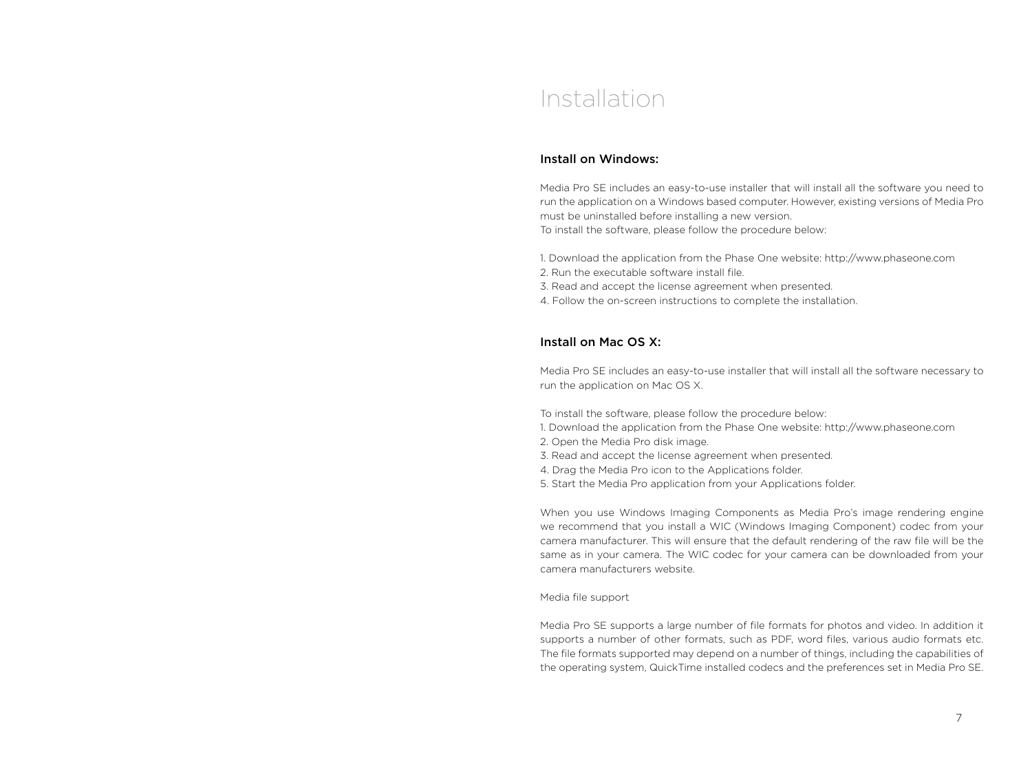# Installation

## Install on Windows:

Media Pro SE includes an easy-to-use installer that will install all the software you need to run the application on a Windows based computer. However, existing versions of Media Pro must be uninstalled before installing a new version.
To install the software, please follow the procedure below:

1. Download the application from the Phase One website: http://www.phaseone.com
2. Run the executable software install file.
3. Read and accept the license agreement when presented.
4. Follow the on-screen instructions to complete the installation.

## Install on Mac OS X:

Media Pro SE includes an easy-to-use installer that will install all the software necessary to run the application on Mac OS X.

To install the software, please follow the procedure below:

1. Download the application from the Phase One website: http://www.phaseone.com
2. Open the Media Pro disk image.
3. Read and accept the license agreement when presented.
4. Drag the Media Pro icon to the Applications folder.
5. Start the Media Pro application from your Applications folder.

When you use Windows Imaging Components as Media Pro's image rendering engine we recommend that you install a WIC (Windows Imaging Component) codec from your camera manufacturer. This will ensure that the default rendering of the raw file will be the same as in your camera. The WIC codec for your camera can be downloaded from your camera manufacturers website.

Media file support

Media Pro SE supports a large number of file formats for photos and video. In addition it supports a number of other formats, such as PDF, word files, various audio formats etc. The file formats supported may depend on a number of things, including the capabilities of the operating system, QuickTime installed codecs and the preferences set in Media Pro SE.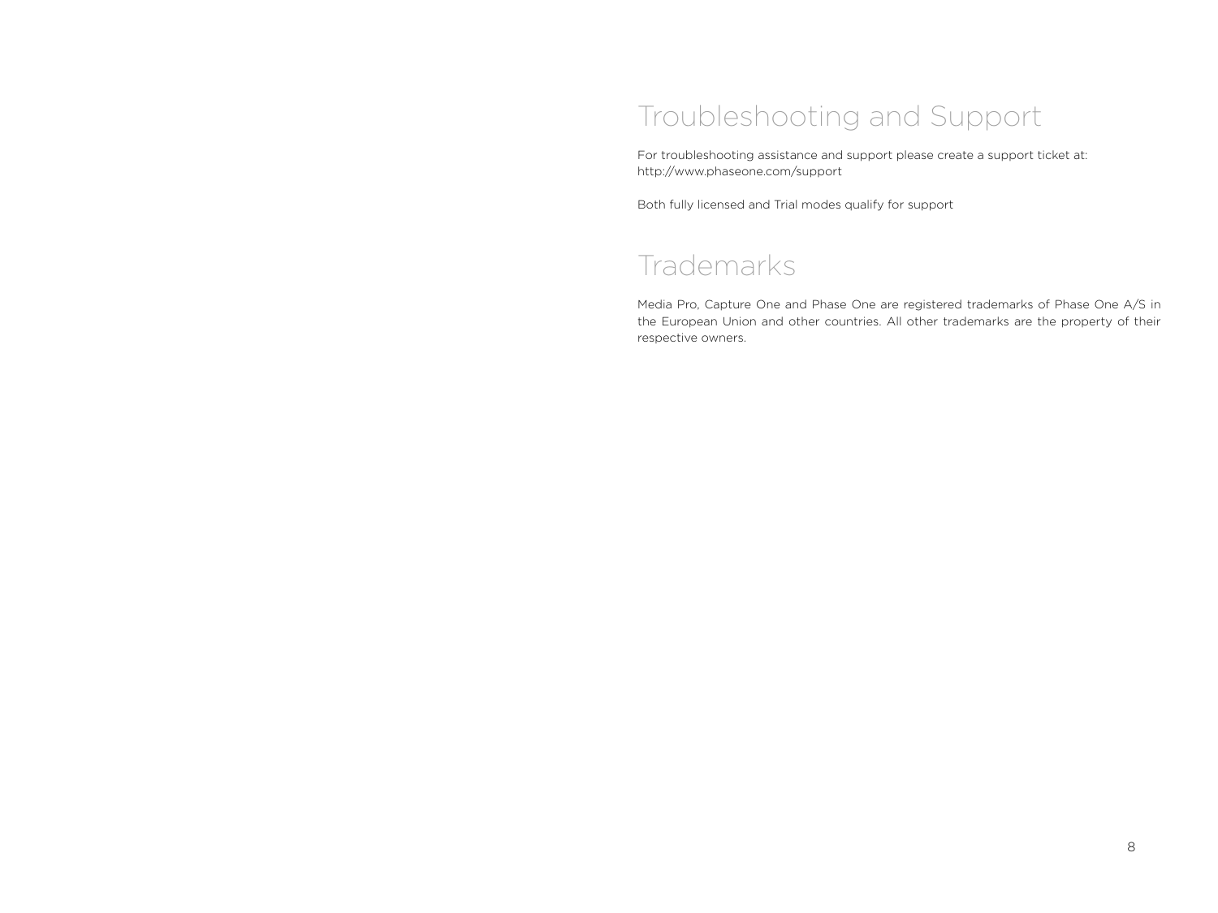# Troubleshooting and Support

For troubleshooting assistance and support please create a support ticket at:
http://www.phaseone.com/support

Both fully licensed and Trial modes qualify for support

# Trademarks

Media Pro, Capture One and Phase One are registered trademarks of Phase One A/S in the European Union and other countries. All other trademarks are the property of their respective owners.